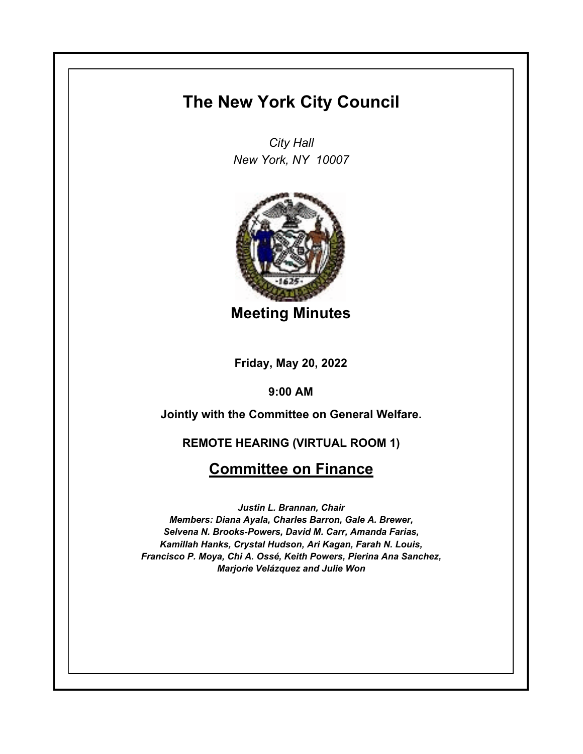# The New York City Council

*City Hall*
*New York, NY 10007*

## Meeting Minutes

**Friday, May 20, 2022**

**9:00 AM**

**Jointly with the Committee on General Welfare.**

**REMOTE HEARING (VIRTUAL ROOM 1)**

## Committee on Finance

***Justin L. Brannan, Chair***
***Members: Diana Ayala, Charles Barron, Gale A. Brewer, Selvena N. Brooks-Powers, David M. Carr, Amanda Farias, Kamillah Hanks, Crystal Hudson, Ari Kagan, Farah N. Louis, Francisco P. Moya, Chi A. Ossé, Keith Powers, Pierina Ana Sanchez, Marjorie Velázquez and Julie Won***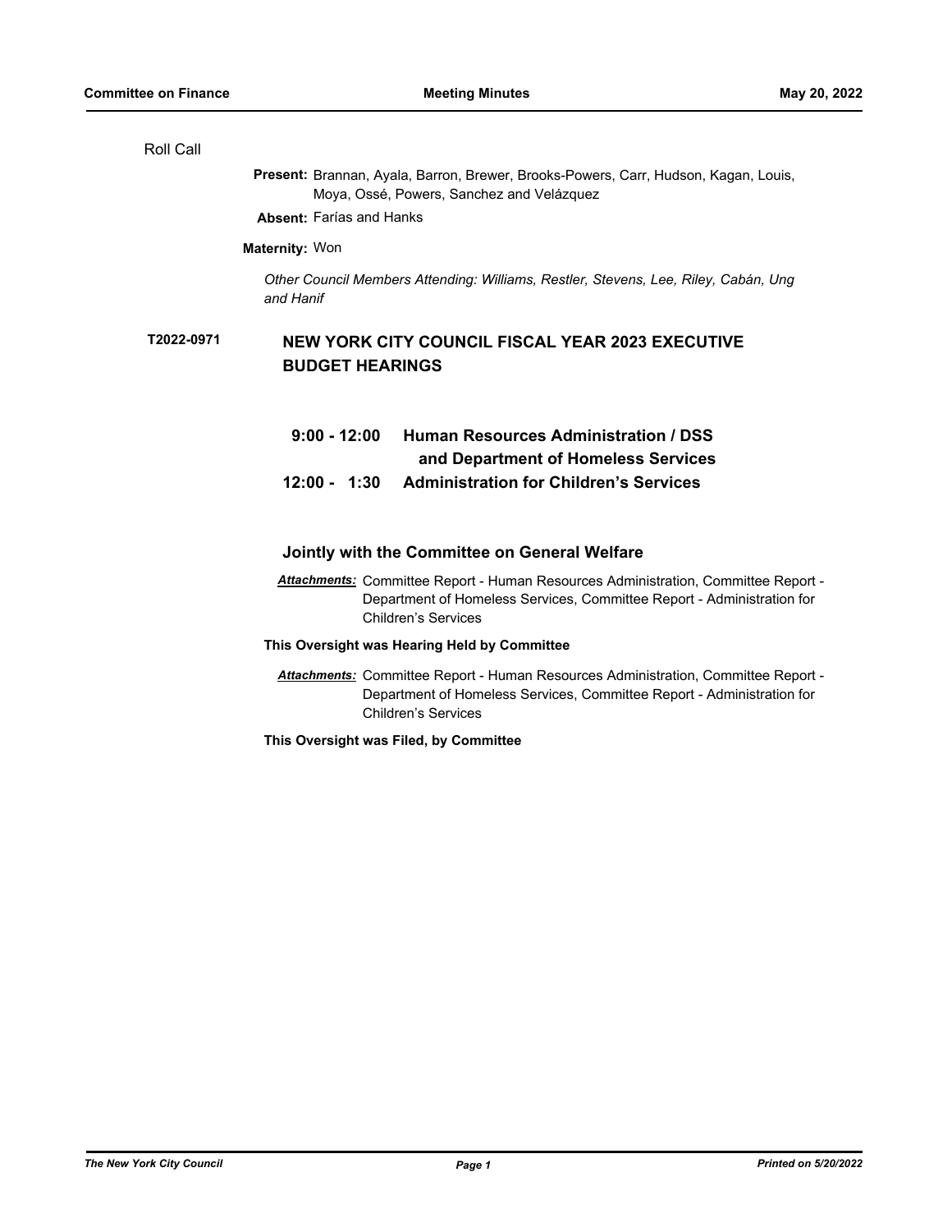Roll Call

**Present:** Brannan, Ayala, Barron, Brewer, Brooks-Powers, Carr, Hudson, Kagan, Louis, Moya, Ossé, Powers, Sanchez and Velázquez

**Absent:** Farías and Hanks

**Maternity:** Won

*Other Council Members Attending: Williams, Restler, Stevens, Lee, Riley, Cabán, Ung and Hanif*

**T2022-0971**

## NEW YORK CITY COUNCIL FISCAL YEAR 2023 EXECUTIVE BUDGET HEARINGS

**9:00 - 12:00 Human Resources Administration / DSS and Department of Homeless Services**

**12:00 - 1:30 Administration for Children's Services**

**Jointly with the Committee on General Welfare**

***Attachments:*** Committee Report - Human Resources Administration, Committee Report - Department of Homeless Services, Committee Report - Administration for Children's Services

**This Oversight was Hearing Held by Committee**

***Attachments:*** Committee Report - Human Resources Administration, Committee Report - Department of Homeless Services, Committee Report - Administration for Children's Services

**This Oversight was Filed, by Committee**